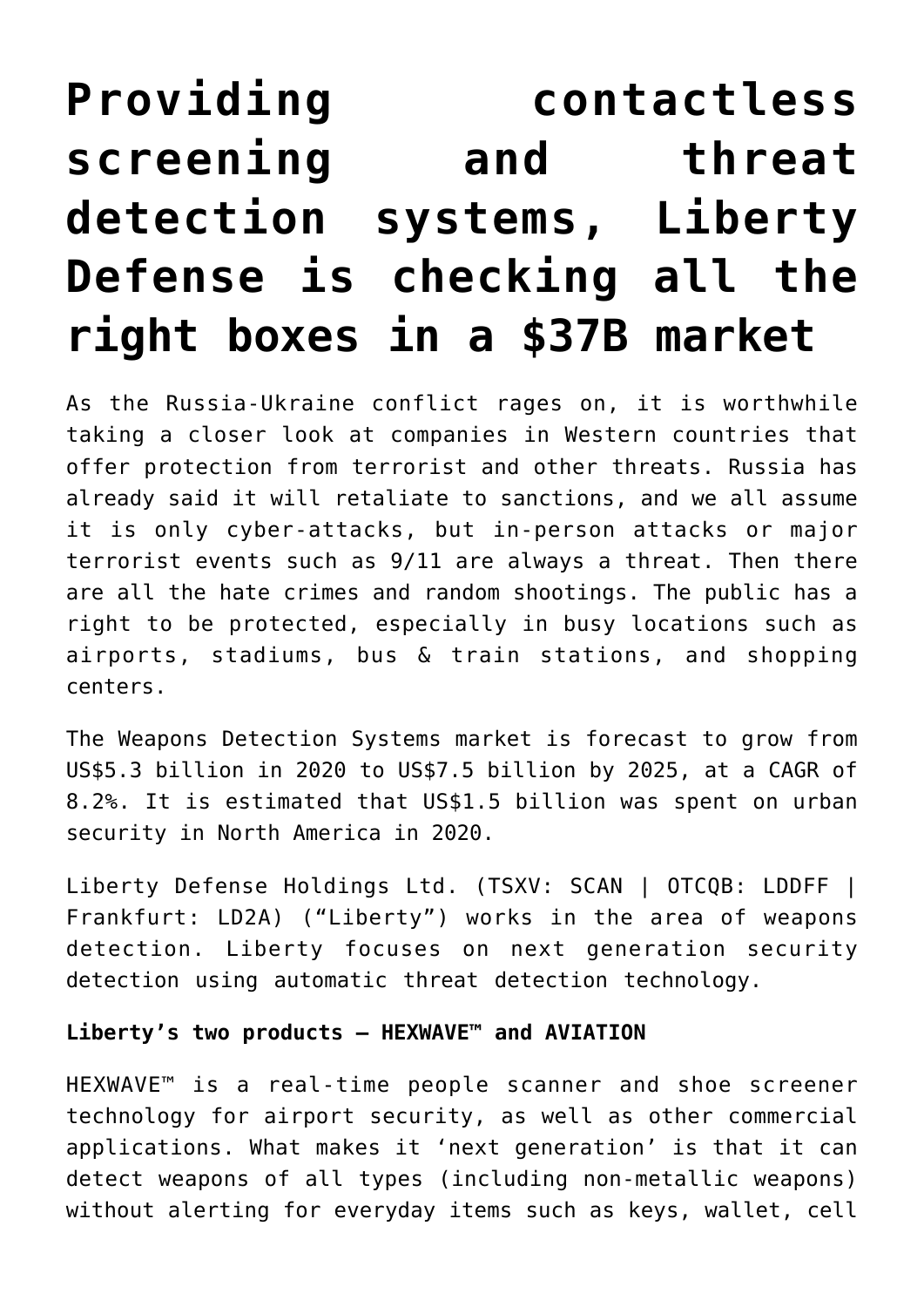# Providing contactless screening and threat detection systems, Liberty Defense is checking all the right boxes in a $37B market

As the Russia-Ukraine conflict rages on, it is worthwhile taking a closer look at companies in Western countries that offer protection from terrorist and other threats. Russia has already said it will retaliate to sanctions, and we all assume it is only cyber-attacks, but in-person attacks or major terrorist events such as 9/11 are always a threat. Then there are all the hate crimes and random shootings. The public has a right to be protected, especially in busy locations such as airports, stadiums, bus & train stations, and shopping centers.

The Weapons Detection Systems market is forecast to grow from US$5.3 billion in 2020 to US$7.5 billion by 2025, at a CAGR of 8.2%. It is estimated that US$1.5 billion was spent on urban security in North America in 2020.

Liberty Defense Holdings Ltd. (TSXV: SCAN | OTCQB: LDDFF | Frankfurt: LD2A) ("Liberty") works in the area of weapons detection. Liberty focuses on next generation security detection using automatic threat detection technology.

**Liberty's two products – HEXWAVE™ and AVIATION**

HEXWAVE™ is a real-time people scanner and shoe screener technology for airport security, as well as other commercial applications. What makes it 'next generation' is that it can detect weapons of all types (including non-metallic weapons) without alerting for everyday items such as keys, wallet, cell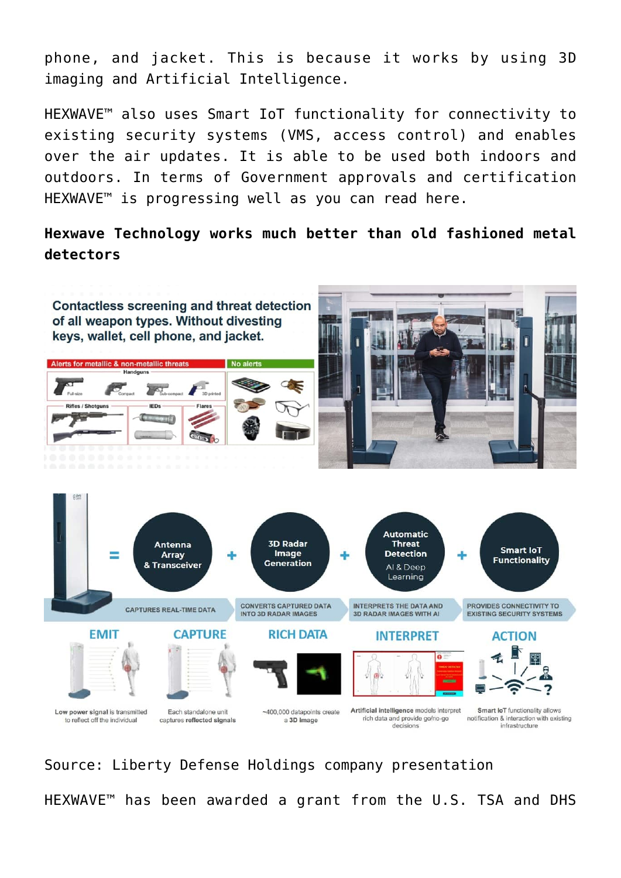phone, and jacket. This is because it works by using 3D imaging and Artificial Intelligence.

HEXWAVE™ also uses Smart IoT functionality for connectivity to existing security systems (VMS, access control) and enables over the air updates. It is able to be used both indoors and outdoors. In terms of Government approvals and certification HEXWAVE™ is progressing well as you can read here.

**Hexwave Technology works much better than old fashioned metal detectors**

Source: Liberty Defense Holdings company presentation

HEXWAVE™ has been awarded a grant from the U.S. TSA and DHS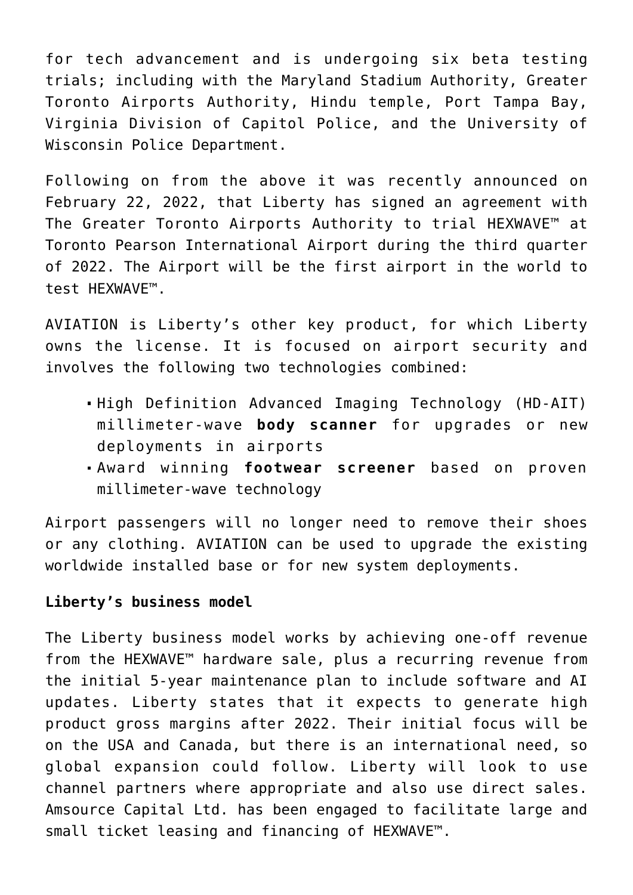for tech advancement and is undergoing six beta testing trials; including with the Maryland Stadium Authority, Greater Toronto Airports Authority, Hindu temple, Port Tampa Bay, Virginia Division of Capitol Police, and the University of Wisconsin Police Department.

Following on from the above it was recently announced on February 22, 2022, that Liberty has signed an agreement with The Greater Toronto Airports Authority to trial HEXWAVE™ at Toronto Pearson International Airport during the third quarter of 2022. The Airport will be the first airport in the world to test HEXWAVE™.

AVIATION is Liberty's other key product, for which Liberty owns the license. It is focused on airport security and involves the following two technologies combined:

- High Definition Advanced Imaging Technology (HD-AIT) millimeter-wave **body scanner** for upgrades or new deployments in airports
- Award winning **footwear screener** based on proven millimeter-wave technology

Airport passengers will no longer need to remove their shoes or any clothing. AVIATION can be used to upgrade the existing worldwide installed base or for new system deployments.

**Liberty's business model**

The Liberty business model works by achieving one-off revenue from the HEXWAVE™ hardware sale, plus a recurring revenue from the initial 5-year maintenance plan to include software and AI updates. Liberty states that it expects to generate high product gross margins after 2022. Their initial focus will be on the USA and Canada, but there is an international need, so global expansion could follow. Liberty will look to use channel partners where appropriate and also use direct sales. Amsource Capital Ltd. has been engaged to facilitate large and small ticket leasing and financing of HEXWAVE™.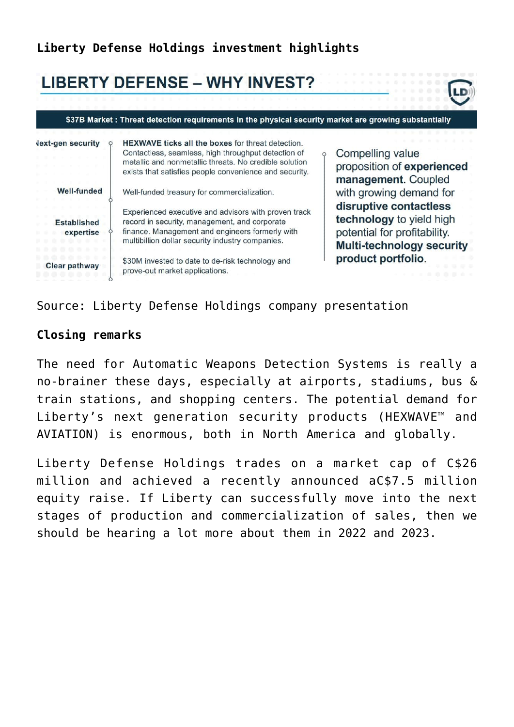**Liberty Defense Holdings investment highlights**

LIBERTY DEFENSE – WHY INVEST?

$37B Market : Threat detection requirements in the physical security market are growing substantially

Next-gen security — **HEXWAVE ticks all the boxes** for threat detection. Contactless, seamless, high throughput detection of metallic and nonmetallic threats. No credible solution exists that satisfies people convenience and security.

Well-funded — Well-funded treasury for commercialization.

Established expertise — Experienced executive and advisors with proven track record in security, management, and corporate finance. Management and engineers formerly with multibillion dollar security industry companies.

Clear pathway — $30M invested to date to de-risk technology and prove-out market applications.

Compelling value proposition of **experienced management.** Coupled with growing demand for **disruptive contactless technology** to yield high potential for profitability. **Multi-technology security product portfolio.**

Source: Liberty Defense Holdings company presentation

**Closing remarks**

The need for Automatic Weapons Detection Systems is really a no-brainer these days, especially at airports, stadiums, bus & train stations, and shopping centers. The potential demand for Liberty's next generation security products (HEXWAVE™ and AVIATION) is enormous, both in North America and globally.

Liberty Defense Holdings trades on a market cap of C$26 million and achieved a recently announced aC$7.5 million equity raise. If Liberty can successfully move into the next stages of production and commercialization of sales, then we should be hearing a lot more about them in 2022 and 2023.